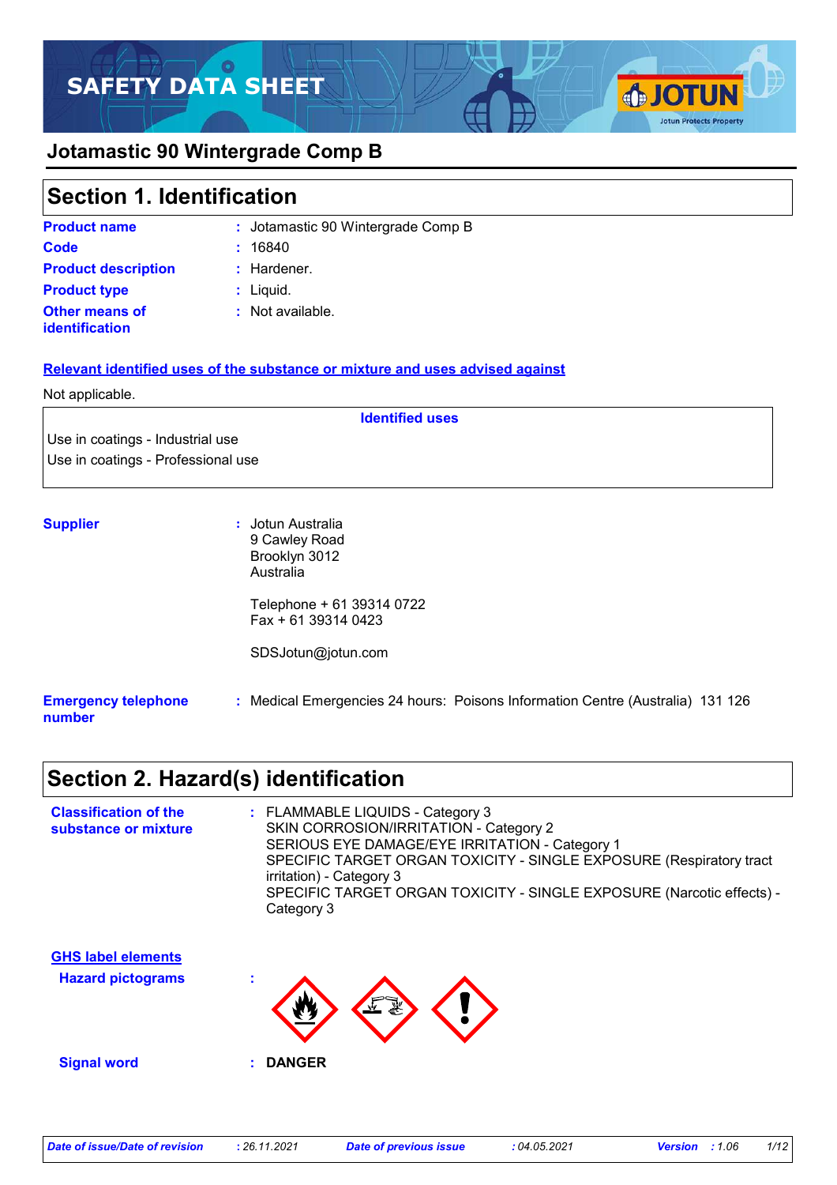# SAFETY DATA SHEET

## Jotamastic 90 Wintergrade Comp B

## Section 1. Identification

**Product name** : Jotamastic 90 Wintergrade Comp B

**Code** : 16840

**Product description** : Hardener.

**Product type** : Liquid.

**Other means of identification** : Not available.

**Relevant identified uses of the substance or mixture and uses advised against**

Not applicable.

| Identified uses |
|---|
| Use in coatings - Industrial use |
| Use in coatings - Professional use |

**Supplier** : Jotun Australia
9 Cawley Road
Brooklyn 3012
Australia

Telephone + 61 39314 0722
Fax + 61 39314 0423

SDSJotun@jotun.com

**Emergency telephone number** : Medical Emergencies 24 hours: Poisons Information Centre (Australia) 131 126

## Section 2. Hazard(s) identification

**Classification of the substance or mixture** : FLAMMABLE LIQUIDS - Category 3
SKIN CORROSION/IRRITATION - Category 2
SERIOUS EYE DAMAGE/EYE IRRITATION - Category 1
SPECIFIC TARGET ORGAN TOXICITY - SINGLE EXPOSURE (Respiratory tract irritation) - Category 3
SPECIFIC TARGET ORGAN TOXICITY - SINGLE EXPOSURE (Narcotic effects) - Category 3

**GHS label elements**

**Hazard pictograms** :

**Signal word** : DANGER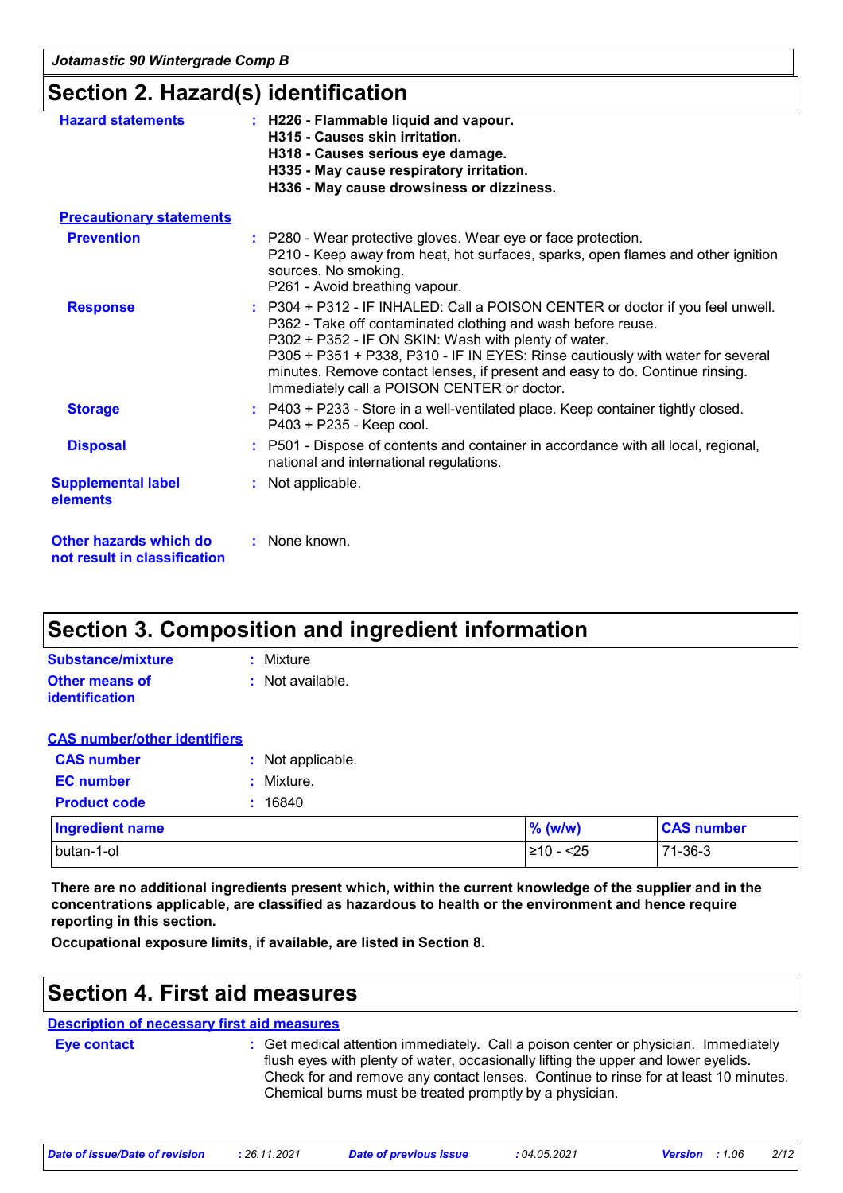## Section 2. Hazard(s) identification

**Hazard statements** : **H226 - Flammable liquid and vapour.**
**H315 - Causes skin irritation.**
**H318 - Causes serious eye damage.**
**H335 - May cause respiratory irritation.**
**H336 - May cause drowsiness or dizziness.**

**Precautionary statements**

**Prevention** : P280 - Wear protective gloves. Wear eye or face protection.
P210 - Keep away from heat, hot surfaces, sparks, open flames and other ignition sources. No smoking.
P261 - Avoid breathing vapour.

**Response** : P304 + P312 - IF INHALED: Call a POISON CENTER or doctor if you feel unwell.
P362 - Take off contaminated clothing and wash before reuse.
P302 + P352 - IF ON SKIN: Wash with plenty of water.
P305 + P351 + P338, P310 - IF IN EYES: Rinse cautiously with water for several minutes. Remove contact lenses, if present and easy to do. Continue rinsing. Immediately call a POISON CENTER or doctor.

**Storage** : P403 + P233 - Store in a well-ventilated place. Keep container tightly closed.
P403 + P235 - Keep cool.

**Disposal** : P501 - Dispose of contents and container in accordance with all local, regional, national and international regulations.

**Supplemental label elements** : Not applicable.

**Other hazards which do not result in classification** : None known.

## Section 3. Composition and ingredient information

**Substance/mixture** : Mixture

**Other means of identification** : Not available.

**CAS number/other identifiers**

**CAS number** : Not applicable.

**EC number** : Mixture.

**Product code** : 16840

| Ingredient name | % (w/w) | CAS number |
|---|---|---|
| butan-1-ol | ≥10 - <25 | 71-36-3 |

**There are no additional ingredients present which, within the current knowledge of the supplier and in the concentrations applicable, are classified as hazardous to health or the environment and hence require reporting in this section.**

**Occupational exposure limits, if available, are listed in Section 8.**

## Section 4. First aid measures

**Description of necessary first aid measures**

**Eye contact** : Get medical attention immediately. Call a poison center or physician. Immediately flush eyes with plenty of water, occasionally lifting the upper and lower eyelids. Check for and remove any contact lenses. Continue to rinse for at least 10 minutes. Chemical burns must be treated promptly by a physician.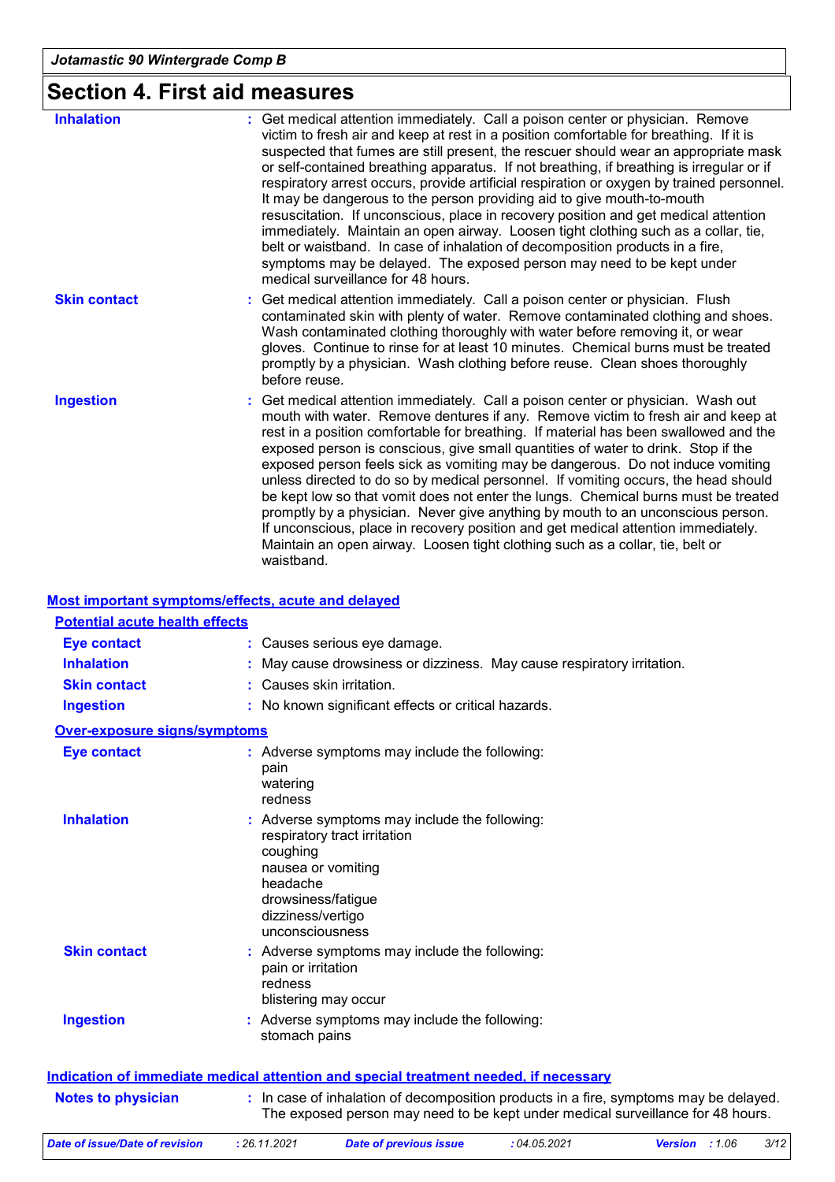# Section 4. First aid measures

| | |
|---|---|
| **Inhalation** | Get medical attention immediately. Call a poison center or physician. Remove victim to fresh air and keep at rest in a position comfortable for breathing. If it is suspected that fumes are still present, the rescuer should wear an appropriate mask or self-contained breathing apparatus. If not breathing, if breathing is irregular or if respiratory arrest occurs, provide artificial respiration or oxygen by trained personnel. It may be dangerous to the person providing aid to give mouth-to-mouth resuscitation. If unconscious, place in recovery position and get medical attention immediately. Maintain an open airway. Loosen tight clothing such as a collar, tie, belt or waistband. In case of inhalation of decomposition products in a fire, symptoms may be delayed. The exposed person may need to be kept under medical surveillance for 48 hours. |
| **Skin contact** | Get medical attention immediately. Call a poison center or physician. Flush contaminated skin with plenty of water. Remove contaminated clothing and shoes. Wash contaminated clothing thoroughly with water before removing it, or wear gloves. Continue to rinse for at least 10 minutes. Chemical burns must be treated promptly by a physician. Wash clothing before reuse. Clean shoes thoroughly before reuse. |
| **Ingestion** | Get medical attention immediately. Call a poison center or physician. Wash out mouth with water. Remove dentures if any. Remove victim to fresh air and keep at rest in a position comfortable for breathing. If material has been swallowed and the exposed person is conscious, give small quantities of water to drink. Stop if the exposed person feels sick as vomiting may be dangerous. Do not induce vomiting unless directed to do so by medical personnel. If vomiting occurs, the head should be kept low so that vomit does not enter the lungs. Chemical burns must be treated promptly by a physician. Never give anything by mouth to an unconscious person. If unconscious, place in recovery position and get medical attention immediately. Maintain an open airway. Loosen tight clothing such as a collar, tie, belt or waistband. |

## Most important symptoms/effects, acute and delayed

### Potential acute health effects

| | |
|---|---|
| **Eye contact** | Causes serious eye damage. |
| **Inhalation** | May cause drowsiness or dizziness. May cause respiratory irritation. |
| **Skin contact** | Causes skin irritation. |
| **Ingestion** | No known significant effects or critical hazards. |

### Over-exposure signs/symptoms

| | |
|---|---|
| **Eye contact** | Adverse symptoms may include the following:<br>pain<br>watering<br>redness |
| **Inhalation** | Adverse symptoms may include the following:<br>respiratory tract irritation<br>coughing<br>nausea or vomiting<br>headache<br>drowsiness/fatigue<br>dizziness/vertigo<br>unconsciousness |
| **Skin contact** | Adverse symptoms may include the following:<br>pain or irritation<br>redness<br>blistering may occur |
| **Ingestion** | Adverse symptoms may include the following:<br>stomach pains |

## Indication of immediate medical attention and special treatment needed, if necessary

| | |
|---|---|
| **Notes to physician** | In case of inhalation of decomposition products in a fire, symptoms may be delayed. The exposed person may need to be kept under medical surveillance for 48 hours. |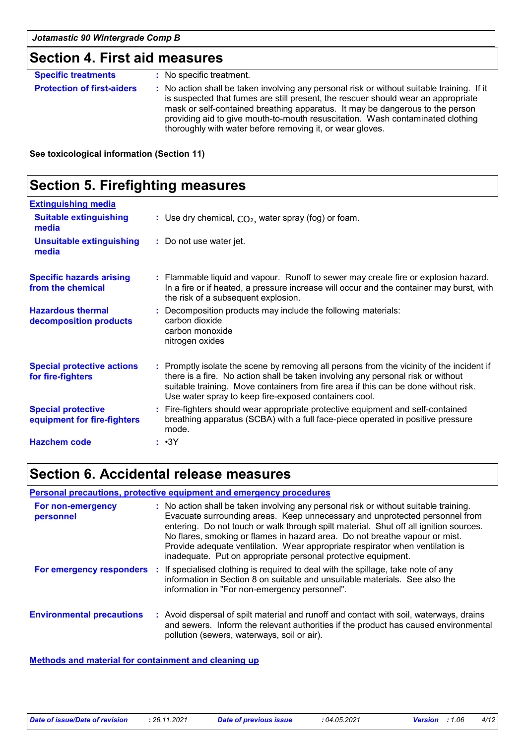## Section 4. First aid measures

| | |
|---|---|
| **Specific treatments** | : No specific treatment. |
| **Protection of first-aiders** | : No action shall be taken involving any personal risk or without suitable training. If it is suspected that fumes are still present, the rescuer should wear an appropriate mask or self-contained breathing apparatus. It may be dangerous to the person providing aid to give mouth-to-mouth resuscitation. Wash contaminated clothing thoroughly with water before removing it, or wear gloves. |

**See toxicological information (Section 11)**

## Section 5. Firefighting measures

**Extinguishing media**

| | |
|---|---|
| **Suitable extinguishing media** | : Use dry chemical, $CO_2$, water spray (fog) or foam. |
| **Unsuitable extinguishing media** | : Do not use water jet. |
| **Specific hazards arising from the chemical** | : Flammable liquid and vapour. Runoff to sewer may create fire or explosion hazard. In a fire or if heated, a pressure increase will occur and the container may burst, with the risk of a subsequent explosion. |
| **Hazardous thermal decomposition products** | : Decomposition products may include the following materials: carbon dioxide, carbon monoxide, nitrogen oxides |
| **Special protective actions for fire-fighters** | : Promptly isolate the scene by removing all persons from the vicinity of the incident if there is a fire. No action shall be taken involving any personal risk or without suitable training. Move containers from fire area if this can be done without risk. Use water spray to keep fire-exposed containers cool. |
| **Special protective equipment for fire-fighters** | : Fire-fighters should wear appropriate protective equipment and self-contained breathing apparatus (SCBA) with a full face-piece operated in positive pressure mode. |
| **Hazchem code** | : •3Y |

## Section 6. Accidental release measures

**Personal precautions, protective equipment and emergency procedures**

| | |
|---|---|
| **For non-emergency personnel** | : No action shall be taken involving any personal risk or without suitable training. Evacuate surrounding areas. Keep unnecessary and unprotected personnel from entering. Do not touch or walk through spilt material. Shut off all ignition sources. No flares, smoking or flames in hazard area. Do not breathe vapour or mist. Provide adequate ventilation. Wear appropriate respirator when ventilation is inadequate. Put on appropriate personal protective equipment. |
| **For emergency responders** | : If specialised clothing is required to deal with the spillage, take note of any information in Section 8 on suitable and unsuitable materials. See also the information in "For non-emergency personnel". |
| **Environmental precautions** | : Avoid dispersal of spilt material and runoff and contact with soil, waterways, drains and sewers. Inform the relevant authorities if the product has caused environmental pollution (sewers, waterways, soil or air). |

**Methods and material for containment and cleaning up**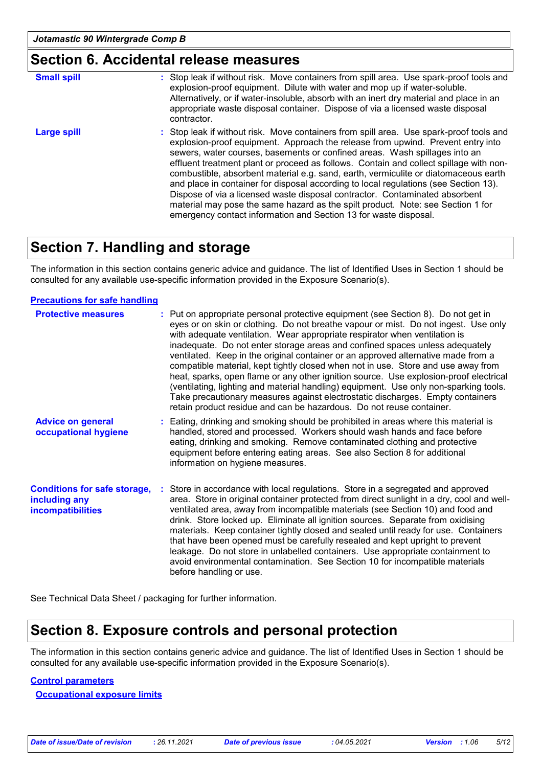## Section 6. Accidental release measures

**Small spill** : Stop leak if without risk. Move containers from spill area. Use spark-proof tools and explosion-proof equipment. Dilute with water and mop up if water-soluble. Alternatively, or if water-insoluble, absorb with an inert dry material and place in an appropriate waste disposal container. Dispose of via a licensed waste disposal contractor.

**Large spill** : Stop leak if without risk. Move containers from spill area. Use spark-proof tools and explosion-proof equipment. Approach the release from upwind. Prevent entry into sewers, water courses, basements or confined areas. Wash spillages into an effluent treatment plant or proceed as follows. Contain and collect spillage with non-combustible, absorbent material e.g. sand, earth, vermiculite or diatomaceous earth and place in container for disposal according to local regulations (see Section 13). Dispose of via a licensed waste disposal contractor. Contaminated absorbent material may pose the same hazard as the spilt product. Note: see Section 1 for emergency contact information and Section 13 for waste disposal.

## Section 7. Handling and storage

The information in this section contains generic advice and guidance. The list of Identified Uses in Section 1 should be consulted for any available use-specific information provided in the Exposure Scenario(s).

### Precautions for safe handling

**Protective measures** : Put on appropriate personal protective equipment (see Section 8). Do not get in eyes or on skin or clothing. Do not breathe vapour or mist. Do not ingest. Use only with adequate ventilation. Wear appropriate respirator when ventilation is inadequate. Do not enter storage areas and confined spaces unless adequately ventilated. Keep in the original container or an approved alternative made from a compatible material, kept tightly closed when not in use. Store and use away from heat, sparks, open flame or any other ignition source. Use explosion-proof electrical (ventilating, lighting and material handling) equipment. Use only non-sparking tools. Take precautionary measures against electrostatic discharges. Empty containers retain product residue and can be hazardous. Do not reuse container.

**Advice on general occupational hygiene** : Eating, drinking and smoking should be prohibited in areas where this material is handled, stored and processed. Workers should wash hands and face before eating, drinking and smoking. Remove contaminated clothing and protective equipment before entering eating areas. See also Section 8 for additional information on hygiene measures.

**Conditions for safe storage, including any incompatibilities** : Store in accordance with local regulations. Store in a segregated and approved area. Store in original container protected from direct sunlight in a dry, cool and well-ventilated area, away from incompatible materials (see Section 10) and food and drink. Store locked up. Eliminate all ignition sources. Separate from oxidising materials. Keep container tightly closed and sealed until ready for use. Containers that have been opened must be carefully resealed and kept upright to prevent leakage. Do not store in unlabelled containers. Use appropriate containment to avoid environmental contamination. See Section 10 for incompatible materials before handling or use.

See Technical Data Sheet / packaging for further information.

## Section 8. Exposure controls and personal protection

The information in this section contains generic advice and guidance. The list of Identified Uses in Section 1 should be consulted for any available use-specific information provided in the Exposure Scenario(s).

### Control parameters

#### Occupational exposure limits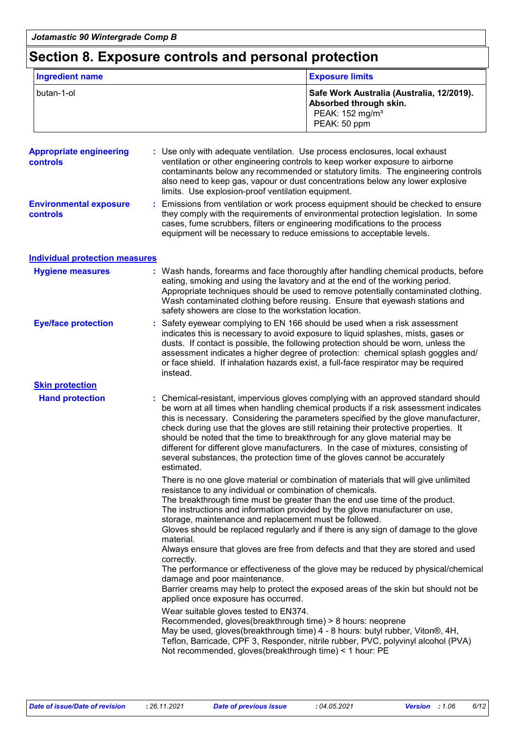# Section 8. Exposure controls and personal protection

| Ingredient name | Exposure limits |
|---|---|
| butan-1-ol | **Safe Work Australia (Australia, 12/2019). Absorbed through skin.** PEAK: 152 mg/m³ PEAK: 50 ppm |

**Appropriate engineering controls** : Use only with adequate ventilation. Use process enclosures, local exhaust ventilation or other engineering controls to keep worker exposure to airborne contaminants below any recommended or statutory limits. The engineering controls also need to keep gas, vapour or dust concentrations below any lower explosive limits. Use explosion-proof ventilation equipment.

**Environmental exposure controls** : Emissions from ventilation or work process equipment should be checked to ensure they comply with the requirements of environmental protection legislation. In some cases, fume scrubbers, filters or engineering modifications to the process equipment will be necessary to reduce emissions to acceptable levels.

## Individual protection measures

**Hygiene measures** : Wash hands, forearms and face thoroughly after handling chemical products, before eating, smoking and using the lavatory and at the end of the working period. Appropriate techniques should be used to remove potentially contaminated clothing. Wash contaminated clothing before reusing. Ensure that eyewash stations and safety showers are close to the workstation location.

**Eye/face protection** : Safety eyewear complying to EN 166 should be used when a risk assessment indicates this is necessary to avoid exposure to liquid splashes, mists, gases or dusts. If contact is possible, the following protection should be worn, unless the assessment indicates a higher degree of protection: chemical splash goggles and/ or face shield. If inhalation hazards exist, a full-face respirator may be required instead.

### Skin protection

**Hand protection** : Chemical-resistant, impervious gloves complying with an approved standard should be worn at all times when handling chemical products if a risk assessment indicates this is necessary. Considering the parameters specified by the glove manufacturer, check during use that the gloves are still retaining their protective properties. It should be noted that the time to breakthrough for any glove material may be different for different glove manufacturers. In the case of mixtures, consisting of several substances, the protection time of the gloves cannot be accurately estimated.

There is no one glove material or combination of materials that will give unlimited resistance to any individual or combination of chemicals.
The breakthrough time must be greater than the end use time of the product.
The instructions and information provided by the glove manufacturer on use, storage, maintenance and replacement must be followed.
Gloves should be replaced regularly and if there is any sign of damage to the glove material.
Always ensure that gloves are free from defects and that they are stored and used correctly.
The performance or effectiveness of the glove may be reduced by physical/chemical damage and poor maintenance.
Barrier creams may help to protect the exposed areas of the skin but should not be applied once exposure has occurred.

Wear suitable gloves tested to EN374.
Recommended, gloves(breakthrough time) > 8 hours: neoprene
May be used, gloves(breakthrough time) 4 - 8 hours: butyl rubber, Viton®, 4H, Teflon, Barricade, CPF 3, Responder, nitrile rubber, PVC, polyvinyl alcohol (PVA)
Not recommended, gloves(breakthrough time) < 1 hour: PE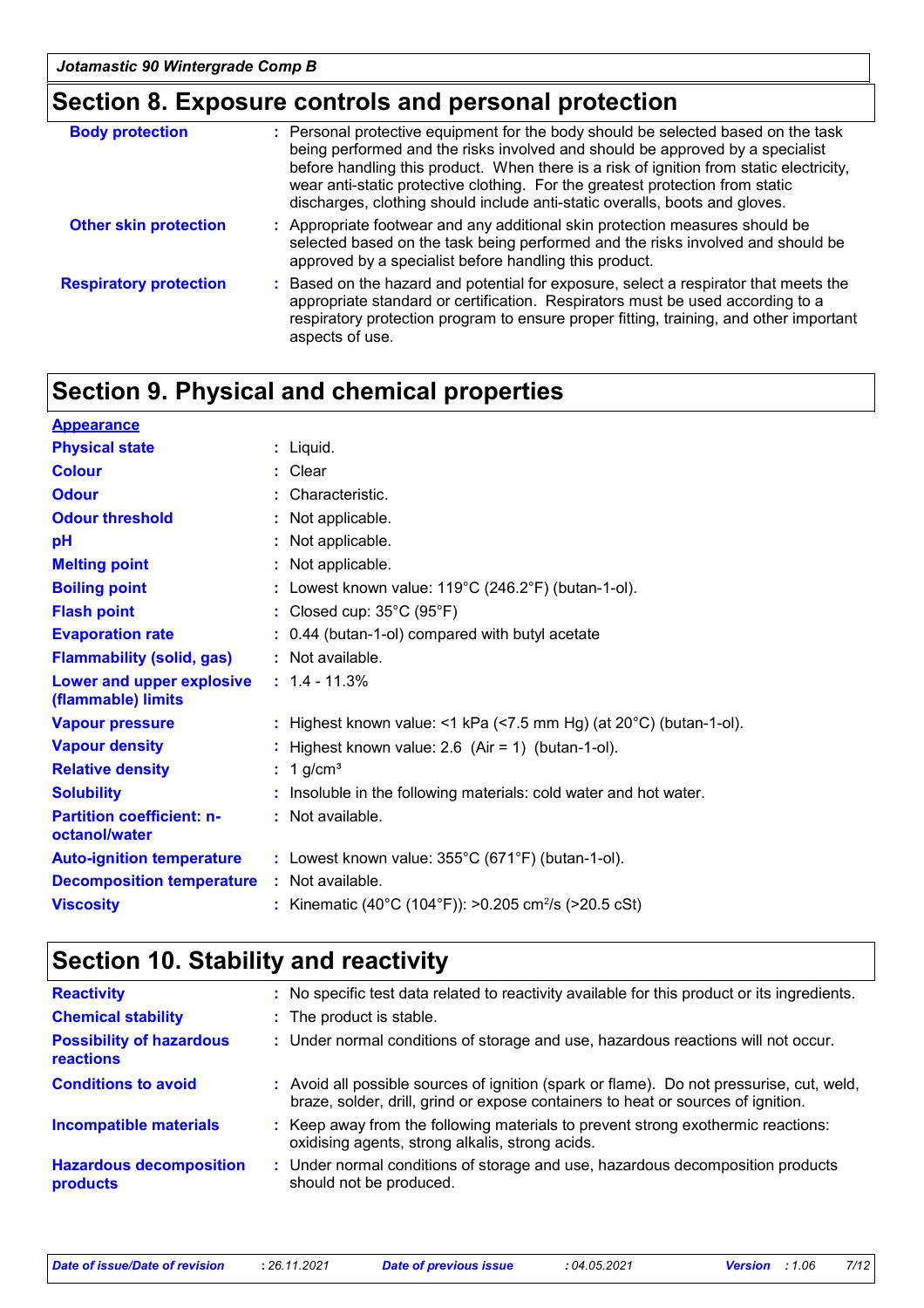## Section 8. Exposure controls and personal protection

| | |
|---|---|
| **Body protection** | : Personal protective equipment for the body should be selected based on the task being performed and the risks involved and should be approved by a specialist before handling this product. When there is a risk of ignition from static electricity, wear anti-static protective clothing. For the greatest protection from static discharges, clothing should include anti-static overalls, boots and gloves. |
| **Other skin protection** | : Appropriate footwear and any additional skin protection measures should be selected based on the task being performed and the risks involved and should be approved by a specialist before handling this product. |
| **Respiratory protection** | : Based on the hazard and potential for exposure, select a respirator that meets the appropriate standard or certification. Respirators must be used according to a respiratory protection program to ensure proper fitting, training, and other important aspects of use. |

## Section 9. Physical and chemical properties

**Appearance**

| | |
|---|---|
| **Physical state** | : Liquid. |
| **Colour** | : Clear |
| **Odour** | : Characteristic. |
| **Odour threshold** | : Not applicable. |
| **pH** | : Not applicable. |
| **Melting point** | : Not applicable. |
| **Boiling point** | : Lowest known value: 119°C (246.2°F) (butan-1-ol). |
| **Flash point** | : Closed cup: 35°C (95°F) |
| **Evaporation rate** | : 0.44 (butan-1-ol) compared with butyl acetate |
| **Flammability (solid, gas)** | : Not available. |
| **Lower and upper explosive (flammable) limits** | : 1.4 - 11.3% |
| **Vapour pressure** | : Highest known value: <1 kPa (<7.5 mm Hg) (at 20°C) (butan-1-ol). |
| **Vapour density** | : Highest known value: 2.6 (Air = 1) (butan-1-ol). |
| **Relative density** | : 1 g/cm³ |
| **Solubility** | : Insoluble in the following materials: cold water and hot water. |
| **Partition coefficient: n-octanol/water** | : Not available. |
| **Auto-ignition temperature** | : Lowest known value: 355°C (671°F) (butan-1-ol). |
| **Decomposition temperature** | : Not available. |
| **Viscosity** | : Kinematic (40°C (104°F)): >0.205 $cm^2/s$ (>20.5 cSt) |

## Section 10. Stability and reactivity

| | |
|---|---|
| **Reactivity** | : No specific test data related to reactivity available for this product or its ingredients. |
| **Chemical stability** | : The product is stable. |
| **Possibility of hazardous reactions** | : Under normal conditions of storage and use, hazardous reactions will not occur. |
| **Conditions to avoid** | : Avoid all possible sources of ignition (spark or flame). Do not pressurise, cut, weld, braze, solder, drill, grind or expose containers to heat or sources of ignition. |
| **Incompatible materials** | : Keep away from the following materials to prevent strong exothermic reactions: oxidising agents, strong alkalis, strong acids. |
| **Hazardous decomposition products** | : Under normal conditions of storage and use, hazardous decomposition products should not be produced. |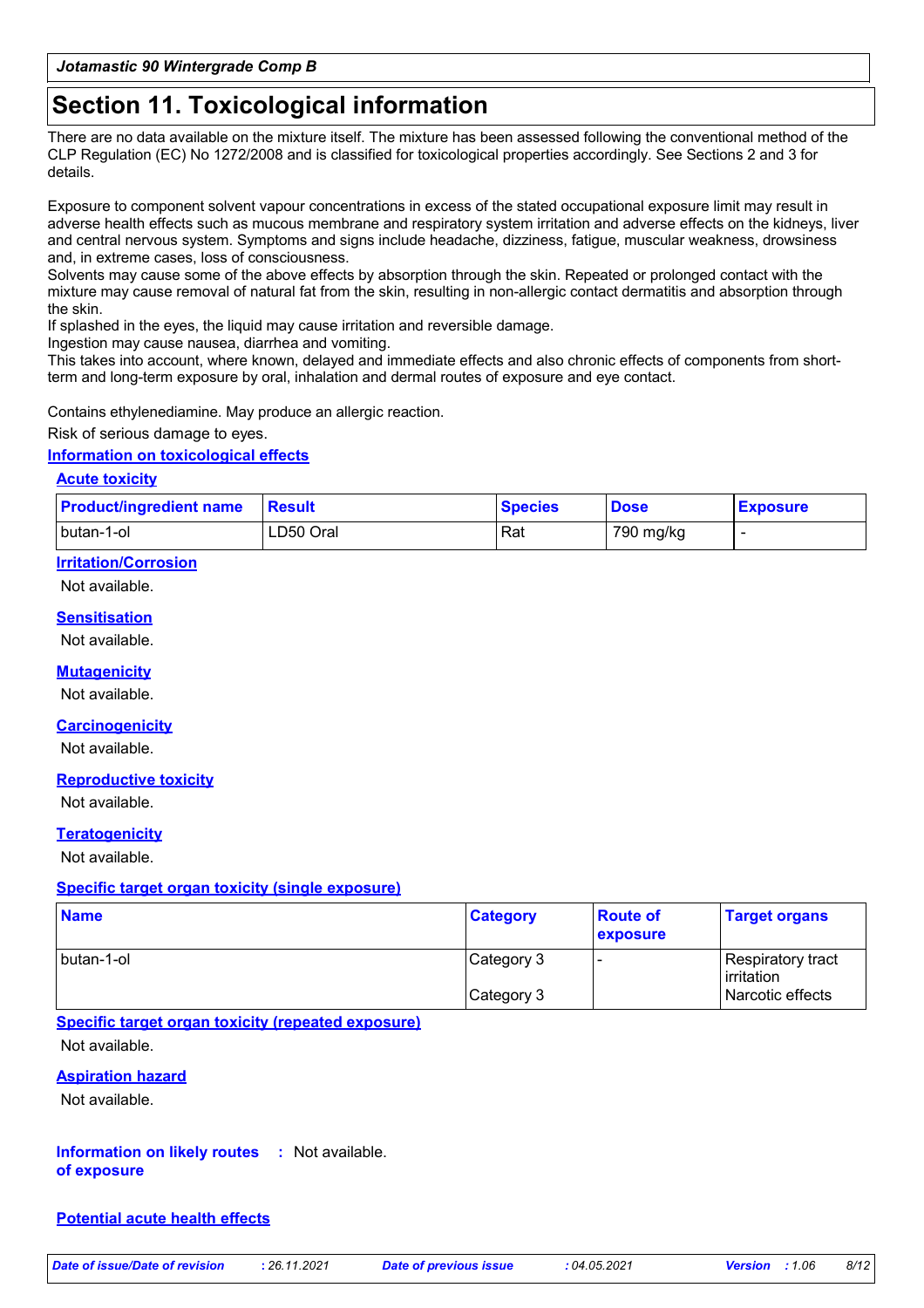# Section 11. Toxicological information

There are no data available on the mixture itself. The mixture has been assessed following the conventional method of the CLP Regulation (EC) No 1272/2008 and is classified for toxicological properties accordingly. See Sections 2 and 3 for details.

Exposure to component solvent vapour concentrations in excess of the stated occupational exposure limit may result in adverse health effects such as mucous membrane and respiratory system irritation and adverse effects on the kidneys, liver and central nervous system. Symptoms and signs include headache, dizziness, fatigue, muscular weakness, drowsiness and, in extreme cases, loss of consciousness.
Solvents may cause some of the above effects by absorption through the skin. Repeated or prolonged contact with the mixture may cause removal of natural fat from the skin, resulting in non-allergic contact dermatitis and absorption through the skin.
If splashed in the eyes, the liquid may cause irritation and reversible damage.
Ingestion may cause nausea, diarrhea and vomiting.
This takes into account, where known, delayed and immediate effects and also chronic effects of components from short-term and long-term exposure by oral, inhalation and dermal routes of exposure and eye contact.

Contains ethylenediamine. May produce an allergic reaction.

Risk of serious damage to eyes.

## Information on toxicological effects

### Acute toxicity

| Product/ingredient name | Result | Species | Dose | Exposure |
|---|---|---|---|---|
| butan-1-ol | LD50 Oral | Rat | 790 mg/kg | - |

### Irritation/Corrosion

Not available.

### Sensitisation

Not available.

### Mutagenicity

Not available.

### Carcinogenicity

Not available.

### Reproductive toxicity

Not available.

### Teratogenicity

Not available.

### Specific target organ toxicity (single exposure)

| Name | Category | Route of exposure | Target organs |
|---|---|---|---|
| butan-1-ol | Category 3 | - | Respiratory tract irritation |
| | Category 3 | | Narcotic effects |

### Specific target organ toxicity (repeated exposure)

Not available.

### Aspiration hazard

Not available.

**Information on likely routes of exposure** : Not available.

### Potential acute health effects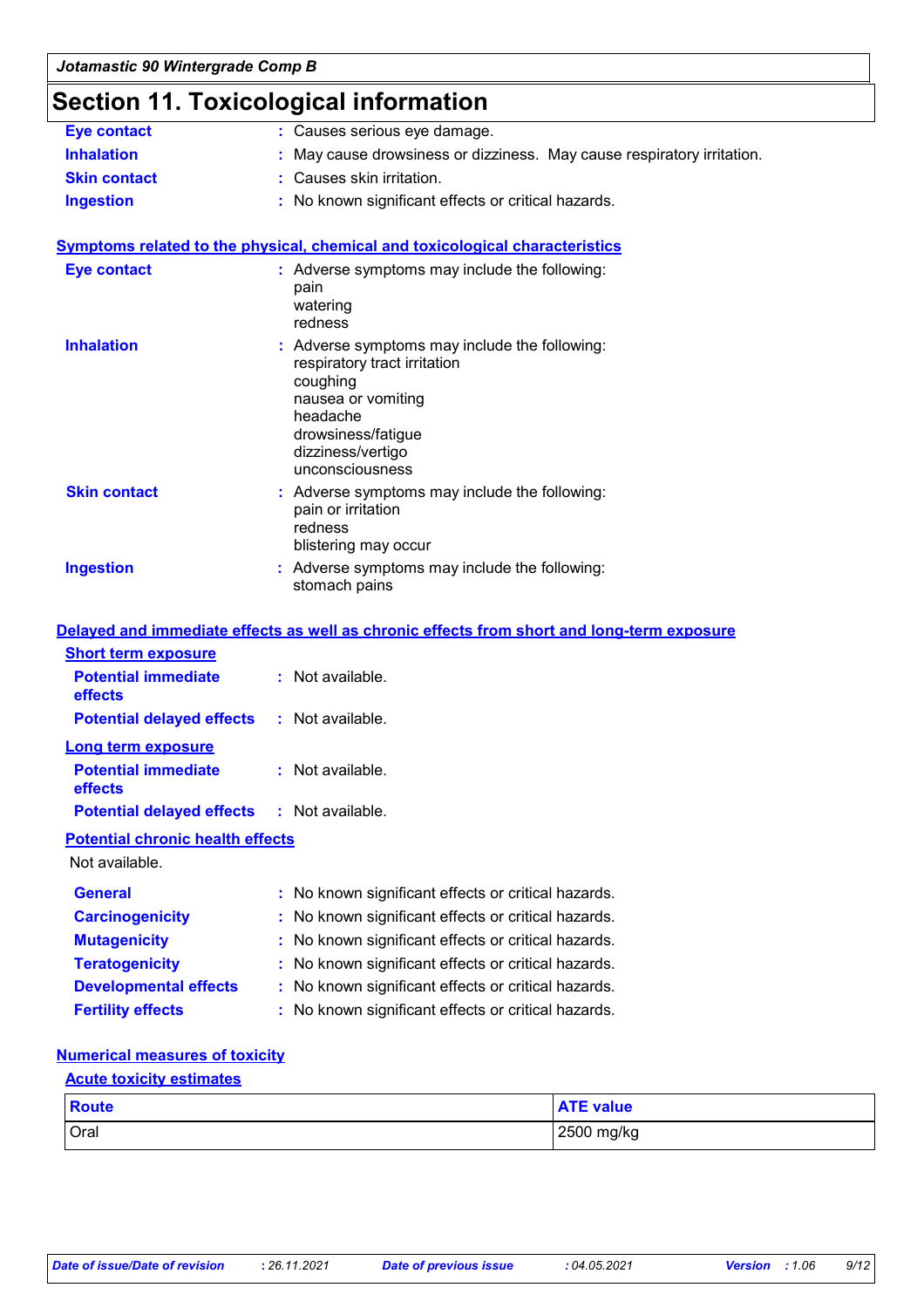# Section 11. Toxicological information

**Eye contact** : Causes serious eye damage.

**Inhalation** : May cause drowsiness or dizziness. May cause respiratory irritation.

**Skin contact** : Causes skin irritation.

**Ingestion** : No known significant effects or critical hazards.

**Symptoms related to the physical, chemical and toxicological characteristics**

**Eye contact** : Adverse symptoms may include the following:
pain
watering
redness

**Inhalation** : Adverse symptoms may include the following:
respiratory tract irritation
coughing
nausea or vomiting
headache
drowsiness/fatigue
dizziness/vertigo
unconsciousness

**Skin contact** : Adverse symptoms may include the following:
pain or irritation
redness
blistering may occur

**Ingestion** : Adverse symptoms may include the following:
stomach pains

**Delayed and immediate effects as well as chronic effects from short and long-term exposure**

**Short term exposure**

**Potential immediate effects** : Not available.

**Potential delayed effects** : Not available.

**Long term exposure**

**Potential immediate effects** : Not available.

**Potential delayed effects** : Not available.

**Potential chronic health effects**

Not available.

**General** : No known significant effects or critical hazards.

**Carcinogenicity** : No known significant effects or critical hazards.

**Mutagenicity** : No known significant effects or critical hazards.

**Teratogenicity** : No known significant effects or critical hazards.

**Developmental effects** : No known significant effects or critical hazards.

**Fertility effects** : No known significant effects or critical hazards.

**Numerical measures of toxicity**

**Acute toxicity estimates**

| Route | ATE value |
|---|---|
| Oral | 2500 mg/kg |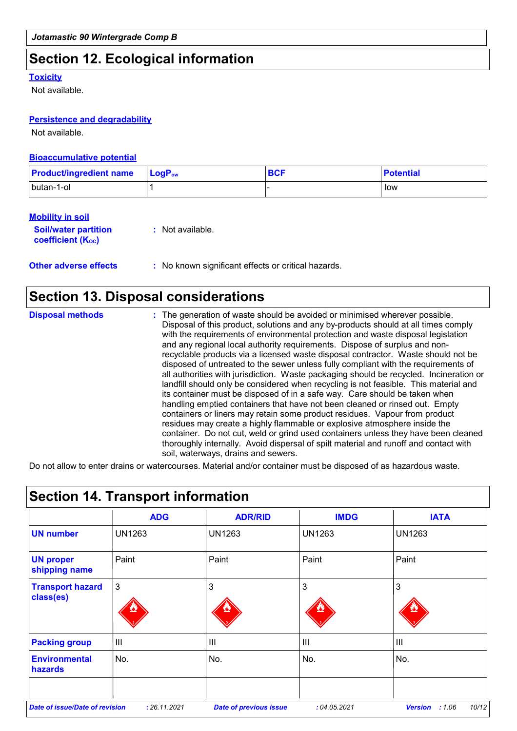## Section 12. Ecological information

### Toxicity

Not available.

### Persistence and degradability

Not available.

### Bioaccumulative potential

| Product/ingredient name | $LogP_{ow}$ | BCF | Potential |
|---|---|---|---|
| butan-1-ol | 1 | - | low |

### Mobility in soil

**Soil/water partition coefficient ($K_{OC}$)** : Not available.

**Other adverse effects** : No known significant effects or critical hazards.

## Section 13. Disposal considerations

**Disposal methods** : The generation of waste should be avoided or minimised wherever possible. Disposal of this product, solutions and any by-products should at all times comply with the requirements of environmental protection and waste disposal legislation and any regional local authority requirements. Dispose of surplus and non-recyclable products via a licensed waste disposal contractor. Waste should not be disposed of untreated to the sewer unless fully compliant with the requirements of all authorities with jurisdiction. Waste packaging should be recycled. Incineration or landfill should only be considered when recycling is not feasible. This material and its container must be disposed of in a safe way. Care should be taken when handling emptied containers that have not been cleaned or rinsed out. Empty containers or liners may retain some product residues. Vapour from product residues may create a highly flammable or explosive atmosphere inside the container. Do not cut, weld or grind used containers unless they have been cleaned thoroughly internally. Avoid dispersal of spilt material and runoff and contact with soil, waterways, drains and sewers.

Do not allow to enter drains or watercourses. Material and/or container must be disposed of as hazardous waste.

## Section 14. Transport information

| | ADG | ADR/RID | IMDG | IATA |
|---|---|---|---|---|
| UN number | UN1263 | UN1263 | UN1263 | UN1263 |
| UN proper shipping name | Paint | Paint | Paint | Paint |
| Transport hazard class(es) | 3 | 3 | 3 | 3 |
| Packing group | III | III | III | III |
| Environmental hazards | No. | No. | No. | No. |
| | | | | |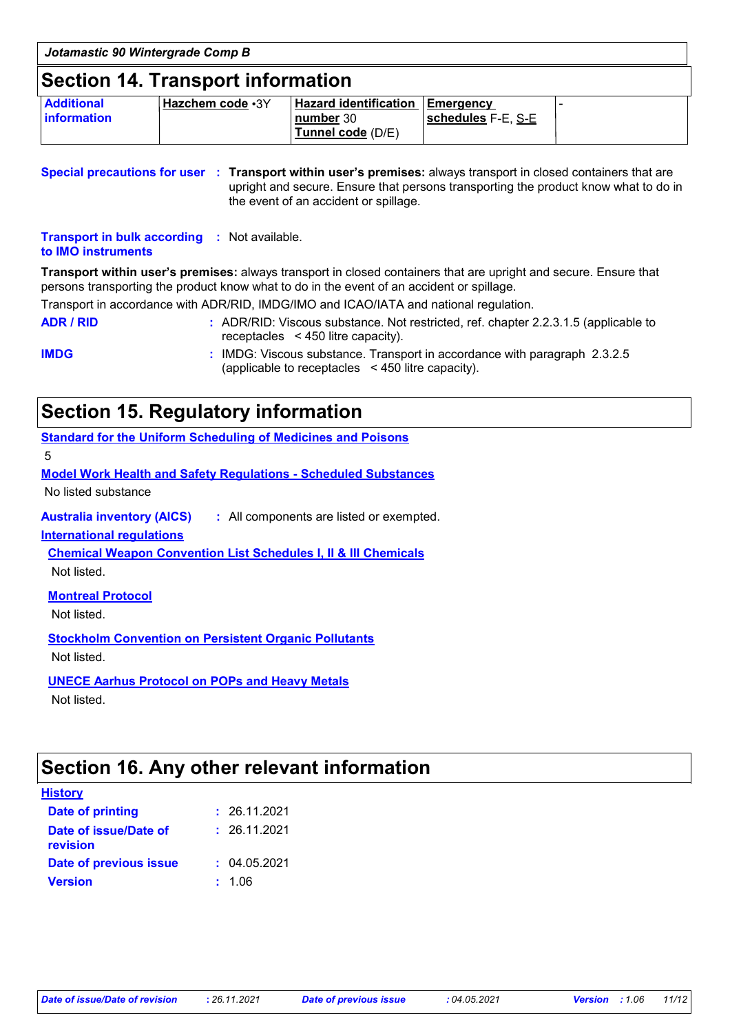## Section 14. Transport information

| Additional information | Hazchem code •3Y | Hazard identification number 30<br>Tunnel code (D/E) | Emergency schedules F-E, S-E | - |
|---|---|---|---|---|

**Special precautions for user** : **Transport within user's premises:** always transport in closed containers that are upright and secure. Ensure that persons transporting the product know what to do in the event of an accident or spillage.

**Transport in bulk according to IMO instruments** : Not available.

**Transport within user's premises:** always transport in closed containers that are upright and secure. Ensure that persons transporting the product know what to do in the event of an accident or spillage.

Transport in accordance with ADR/RID, IMDG/IMO and ICAO/IATA and national regulation.

**ADR / RID** : ADR/RID: Viscous substance. Not restricted, ref. chapter 2.2.3.1.5 (applicable to receptacles < 450 litre capacity).

**IMDG** : IMDG: Viscous substance. Transport in accordance with paragraph 2.3.2.5 (applicable to receptacles < 450 litre capacity).

## Section 15. Regulatory information

**Standard for the Uniform Scheduling of Medicines and Poisons**

5

**Model Work Health and Safety Regulations - Scheduled Substances**

No listed substance

**Australia inventory (AICS)** : All components are listed or exempted.

**International regulations**

**Chemical Weapon Convention List Schedules I, II & III Chemicals**

Not listed.

**Montreal Protocol**

Not listed.

**Stockholm Convention on Persistent Organic Pollutants**

Not listed.

**UNECE Aarhus Protocol on POPs and Heavy Metals**

Not listed.

## Section 16. Any other relevant information

**History**

**Date of printing** : 26.11.2021

**Date of issue/Date of revision** : 26.11.2021

**Date of previous issue** : 04.05.2021

**Version** : 1.06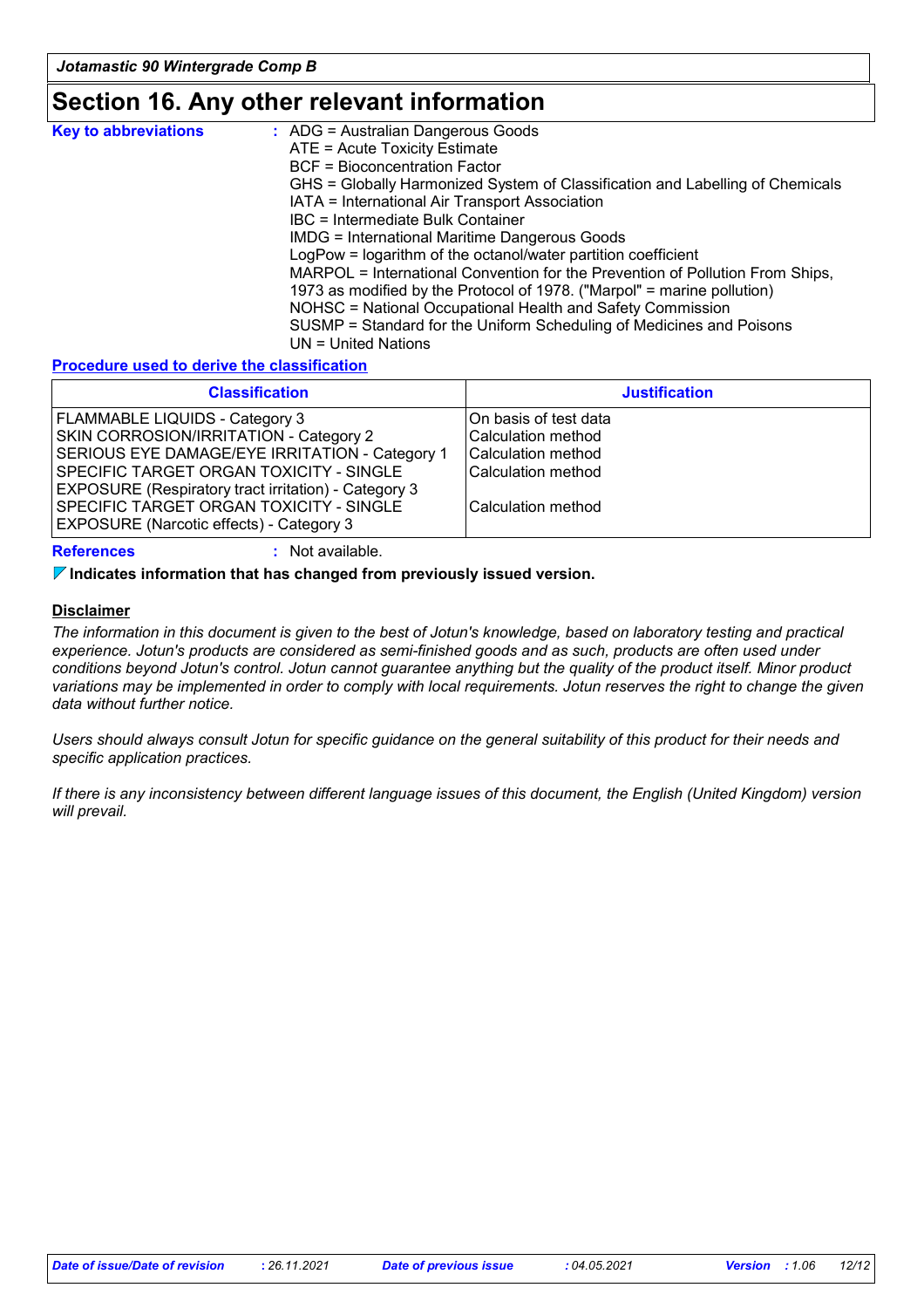## Section 16. Any other relevant information

**Key to abbreviations** : ADG = Australian Dangerous Goods
ATE = Acute Toxicity Estimate
BCF = Bioconcentration Factor
GHS = Globally Harmonized System of Classification and Labelling of Chemicals
IATA = International Air Transport Association
IBC = Intermediate Bulk Container
IMDG = International Maritime Dangerous Goods
LogPow = logarithm of the octanol/water partition coefficient
MARPOL = International Convention for the Prevention of Pollution From Ships, 1973 as modified by the Protocol of 1978. ("Marpol" = marine pollution)
NOHSC = National Occupational Health and Safety Commission
SUSMP = Standard for the Uniform Scheduling of Medicines and Poisons
UN = United Nations

**Procedure used to derive the classification**

| Classification | Justification |
|---|---|
| FLAMMABLE LIQUIDS - Category 3 | On basis of test data |
| SKIN CORROSION/IRRITATION - Category 2 | Calculation method |
| SERIOUS EYE DAMAGE/EYE IRRITATION - Category 1 | Calculation method |
| SPECIFIC TARGET ORGAN TOXICITY - SINGLE EXPOSURE (Respiratory tract irritation) - Category 3 | Calculation method |
| SPECIFIC TARGET ORGAN TOXICITY - SINGLE EXPOSURE (Narcotic effects) - Category 3 | Calculation method |

**References** : Not available.

**Indicates information that has changed from previously issued version.**

**Disclaimer**

*The information in this document is given to the best of Jotun's knowledge, based on laboratory testing and practical experience. Jotun's products are considered as semi-finished goods and as such, products are often used under conditions beyond Jotun's control. Jotun cannot guarantee anything but the quality of the product itself. Minor product variations may be implemented in order to comply with local requirements. Jotun reserves the right to change the given data without further notice.*

*Users should always consult Jotun for specific guidance on the general suitability of this product for their needs and specific application practices.*

*If there is any inconsistency between different language issues of this document, the English (United Kingdom) version will prevail.*